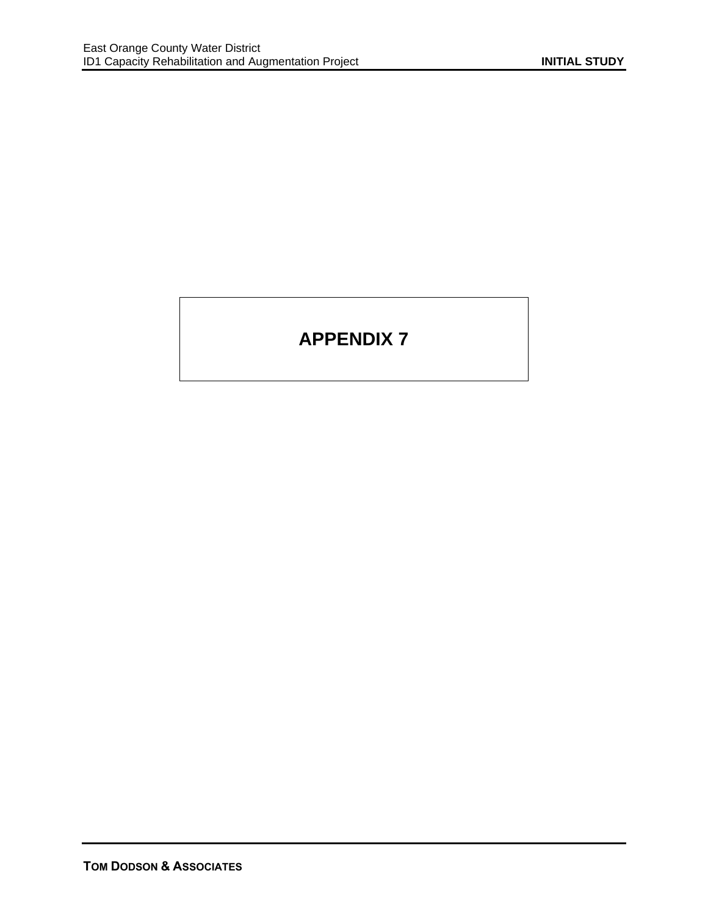# APPENDIX 7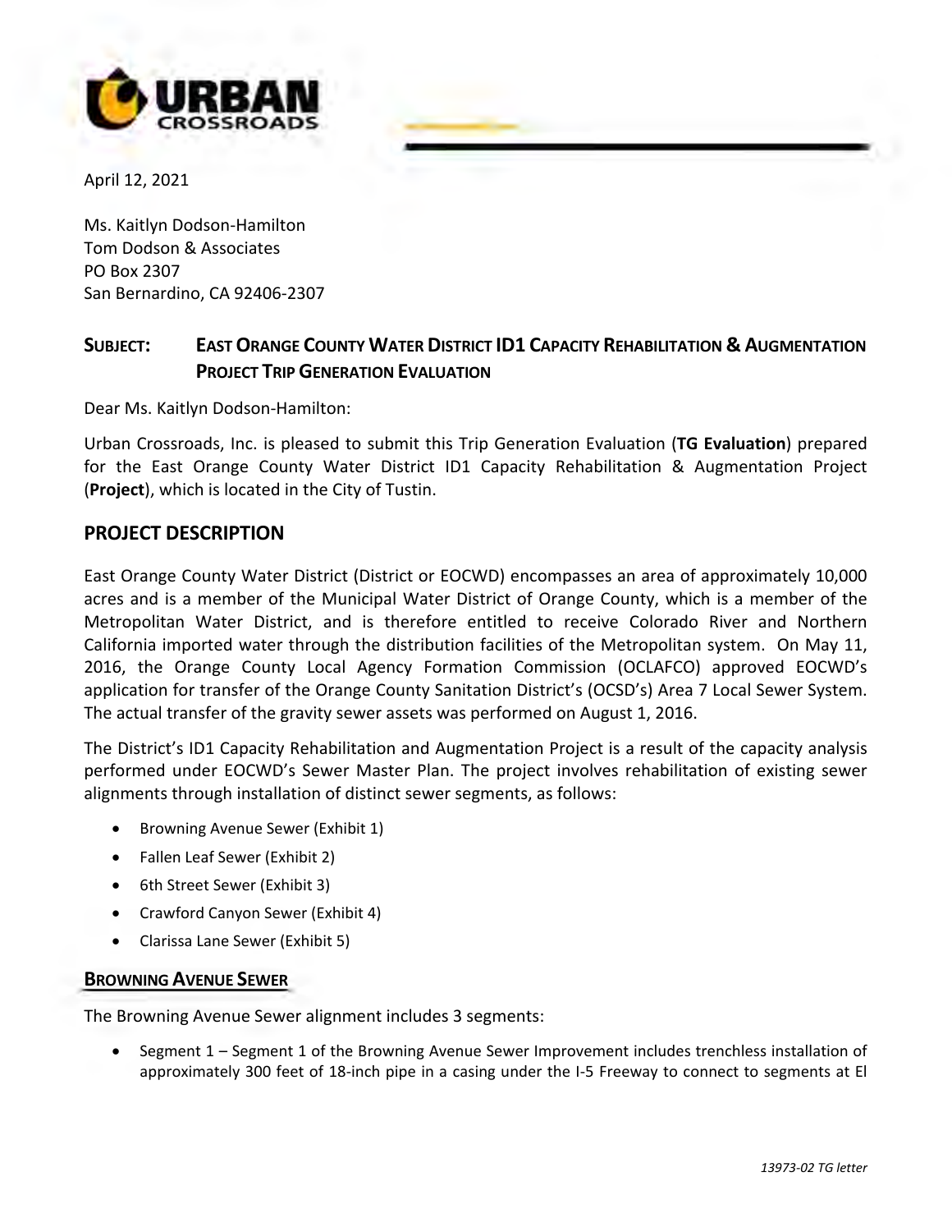April 12, 2021

Ms. Kaitlyn Dodson-Hamilton
Tom Dodson & Associates
PO Box 2307
San Bernardino, CA 92406-2307

**SUBJECT: EAST ORANGE COUNTY WATER DISTRICT ID1 CAPACITY REHABILITATION & AUGMENTATION PROJECT TRIP GENERATION EVALUATION**

Dear Ms. Kaitlyn Dodson-Hamilton:

Urban Crossroads, Inc. is pleased to submit this Trip Generation Evaluation (**TG Evaluation**) prepared for the East Orange County Water District ID1 Capacity Rehabilitation & Augmentation Project (**Project**), which is located in the City of Tustin.

## PROJECT DESCRIPTION

East Orange County Water District (District or EOCWD) encompasses an area of approximately 10,000 acres and is a member of the Municipal Water District of Orange County, which is a member of the Metropolitan Water District, and is therefore entitled to receive Colorado River and Northern California imported water through the distribution facilities of the Metropolitan system. On May 11, 2016, the Orange County Local Agency Formation Commission (OCLAFCO) approved EOCWD's application for transfer of the Orange County Sanitation District's (OCSD's) Area 7 Local Sewer System. The actual transfer of the gravity sewer assets was performed on August 1, 2016.

The District's ID1 Capacity Rehabilitation and Augmentation Project is a result of the capacity analysis performed under EOCWD's Sewer Master Plan. The project involves rehabilitation of existing sewer alignments through installation of distinct sewer segments, as follows:

- Browning Avenue Sewer (Exhibit 1)
- Fallen Leaf Sewer (Exhibit 2)
- 6th Street Sewer (Exhibit 3)
- Crawford Canyon Sewer (Exhibit 4)
- Clarissa Lane Sewer (Exhibit 5)

### BROWNING AVENUE SEWER

The Browning Avenue Sewer alignment includes 3 segments:

- Segment 1 – Segment 1 of the Browning Avenue Sewer Improvement includes trenchless installation of approximately 300 feet of 18-inch pipe in a casing under the I-5 Freeway to connect to segments at El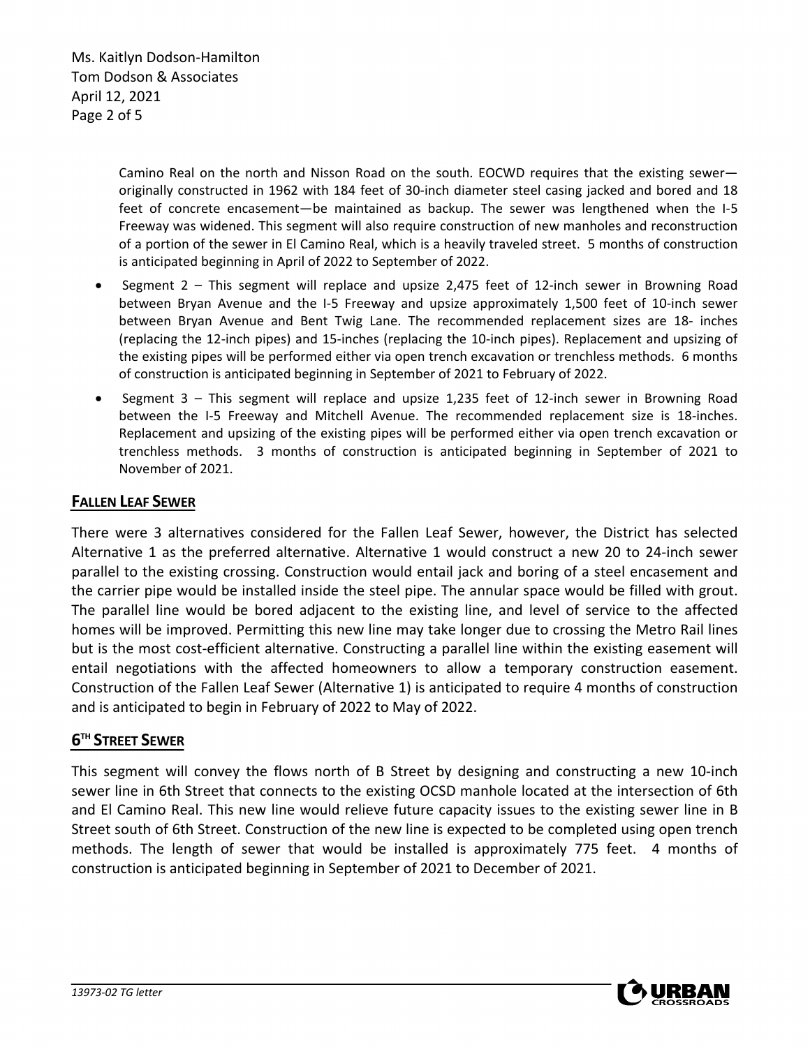Camino Real on the north and Nisson Road on the south. EOCWD requires that the existing sewer—originally constructed in 1962 with 184 feet of 30-inch diameter steel casing jacked and bored and 18 feet of concrete encasement—be maintained as backup. The sewer was lengthened when the I-5 Freeway was widened. This segment will also require construction of new manholes and reconstruction of a portion of the sewer in El Camino Real, which is a heavily traveled street. 5 months of construction is anticipated beginning in April of 2022 to September of 2022.

- Segment 2 – This segment will replace and upsize 2,475 feet of 12-inch sewer in Browning Road between Bryan Avenue and the I-5 Freeway and upsize approximately 1,500 feet of 10-inch sewer between Bryan Avenue and Bent Twig Lane. The recommended replacement sizes are 18- inches (replacing the 12-inch pipes) and 15-inches (replacing the 10-inch pipes). Replacement and upsizing of the existing pipes will be performed either via open trench excavation or trenchless methods. 6 months of construction is anticipated beginning in September of 2021 to February of 2022.
- Segment 3 – This segment will replace and upsize 1,235 feet of 12-inch sewer in Browning Road between the I-5 Freeway and Mitchell Avenue. The recommended replacement size is 18-inches. Replacement and upsizing of the existing pipes will be performed either via open trench excavation or trenchless methods. 3 months of construction is anticipated beginning in September of 2021 to November of 2021.

## FALLEN LEAF SEWER

There were 3 alternatives considered for the Fallen Leaf Sewer, however, the District has selected Alternative 1 as the preferred alternative. Alternative 1 would construct a new 20 to 24-inch sewer parallel to the existing crossing. Construction would entail jack and boring of a steel encasement and the carrier pipe would be installed inside the steel pipe. The annular space would be filled with grout. The parallel line would be bored adjacent to the existing line, and level of service to the affected homes will be improved. Permitting this new line may take longer due to crossing the Metro Rail lines but is the most cost-efficient alternative. Constructing a parallel line within the existing easement will entail negotiations with the affected homeowners to allow a temporary construction easement. Construction of the Fallen Leaf Sewer (Alternative 1) is anticipated to require 4 months of construction and is anticipated to begin in February of 2022 to May of 2022.

## 6TH STREET SEWER

This segment will convey the flows north of B Street by designing and constructing a new 10-inch sewer line in 6th Street that connects to the existing OCSD manhole located at the intersection of 6th and El Camino Real. This new line would relieve future capacity issues to the existing sewer line in B Street south of 6th Street. Construction of the new line is expected to be completed using open trench methods. The length of sewer that would be installed is approximately 775 feet. 4 months of construction is anticipated beginning in September of 2021 to December of 2021.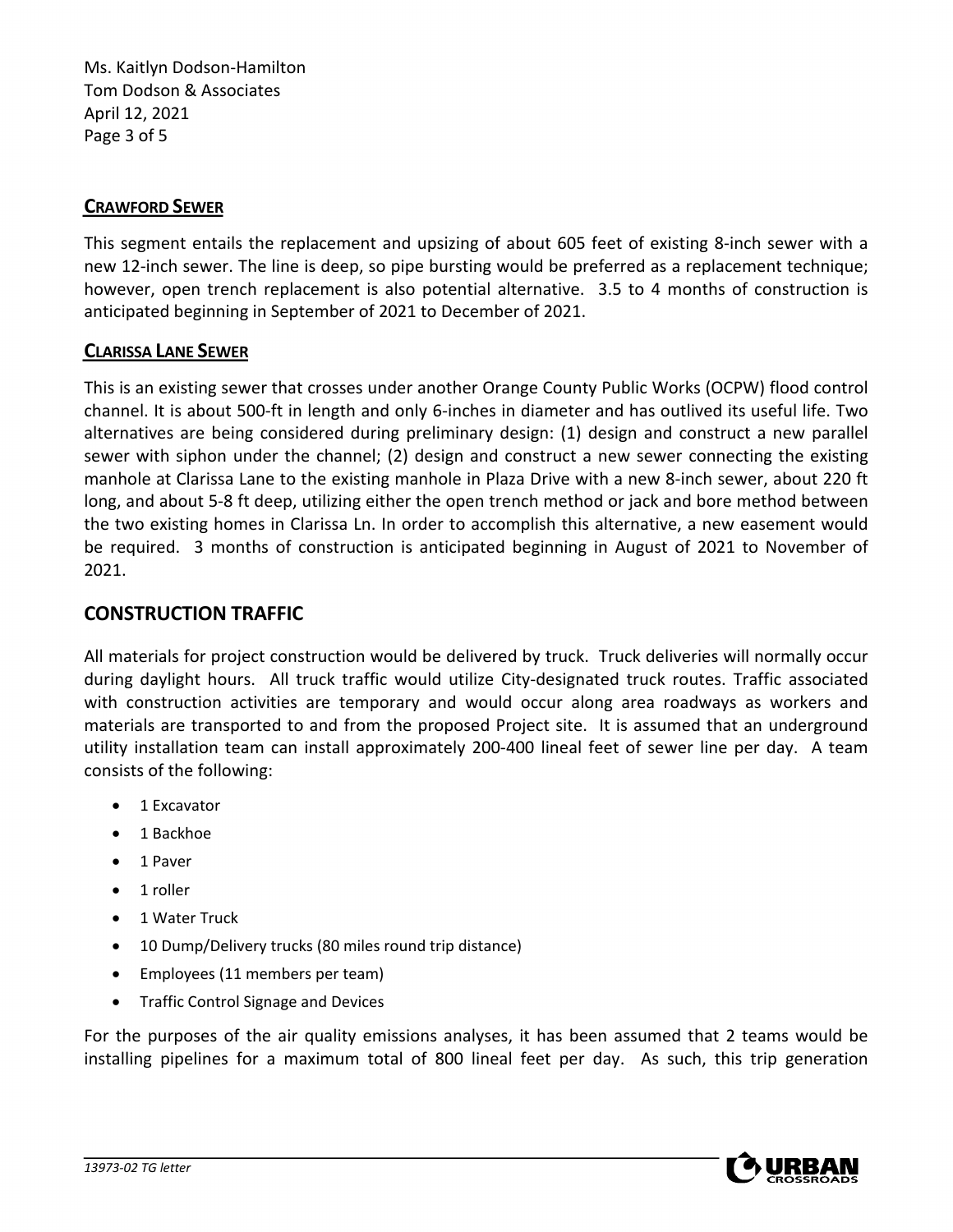### CRAWFORD SEWER

This segment entails the replacement and upsizing of about 605 feet of existing 8-inch sewer with a new 12-inch sewer. The line is deep, so pipe bursting would be preferred as a replacement technique; however, open trench replacement is also potential alternative. 3.5 to 4 months of construction is anticipated beginning in September of 2021 to December of 2021.

### CLARISSA LANE SEWER

This is an existing sewer that crosses under another Orange County Public Works (OCPW) flood control channel. It is about 500-ft in length and only 6-inches in diameter and has outlived its useful life. Two alternatives are being considered during preliminary design: (1) design and construct a new parallel sewer with siphon under the channel; (2) design and construct a new sewer connecting the existing manhole at Clarissa Lane to the existing manhole in Plaza Drive with a new 8-inch sewer, about 220 ft long, and about 5-8 ft deep, utilizing either the open trench method or jack and bore method between the two existing homes in Clarissa Ln. In order to accomplish this alternative, a new easement would be required. 3 months of construction is anticipated beginning in August of 2021 to November of 2021.

## CONSTRUCTION TRAFFIC

All materials for project construction would be delivered by truck. Truck deliveries will normally occur during daylight hours. All truck traffic would utilize City-designated truck routes. Traffic associated with construction activities are temporary and would occur along area roadways as workers and materials are transported to and from the proposed Project site. It is assumed that an underground utility installation team can install approximately 200-400 lineal feet of sewer line per day. A team consists of the following:

- 1 Excavator
- 1 Backhoe
- 1 Paver
- 1 roller
- 1 Water Truck
- 10 Dump/Delivery trucks (80 miles round trip distance)
- Employees (11 members per team)
- Traffic Control Signage and Devices

For the purposes of the air quality emissions analyses, it has been assumed that 2 teams would be installing pipelines for a maximum total of 800 lineal feet per day. As such, this trip generation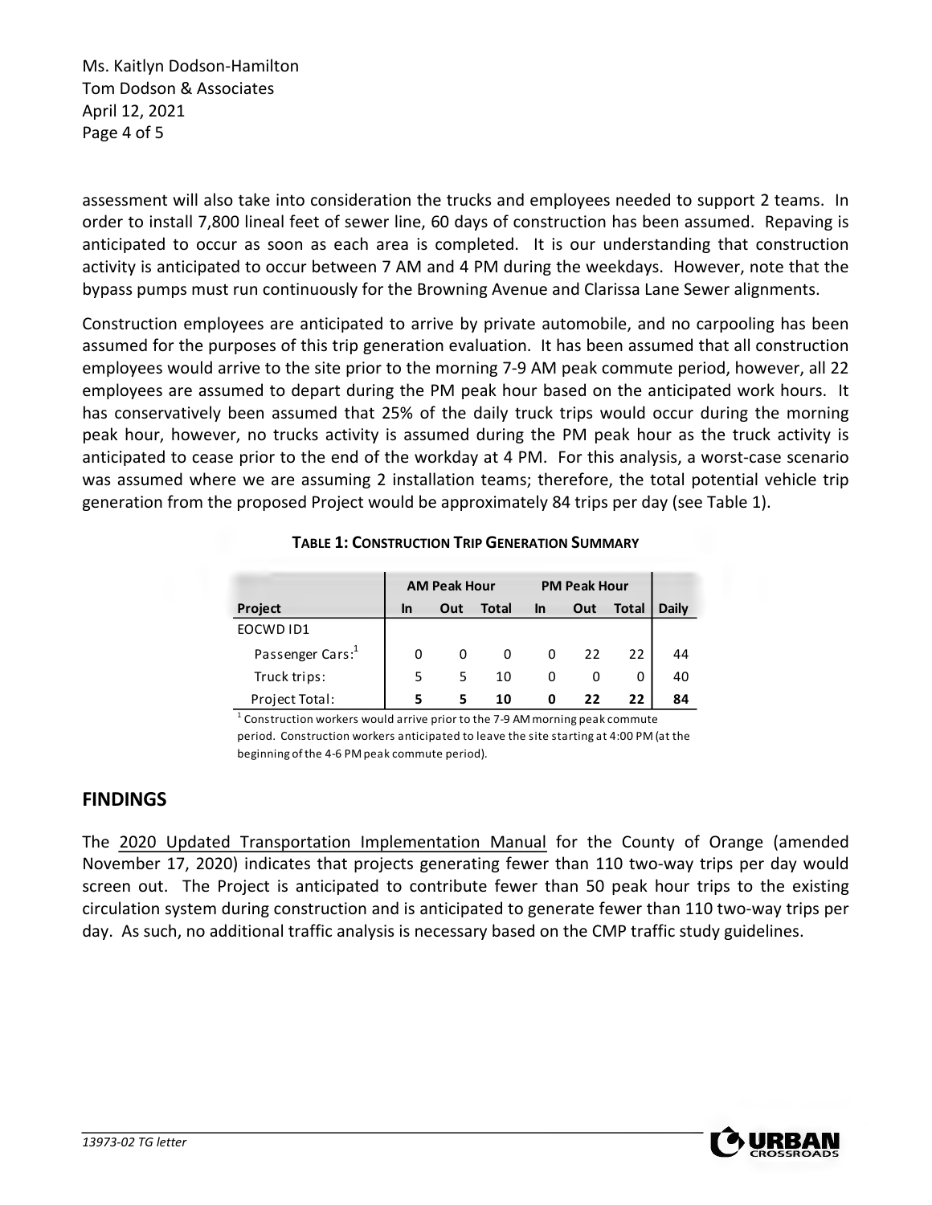assessment will also take into consideration the trucks and employees needed to support 2 teams. In order to install 7,800 lineal feet of sewer line, 60 days of construction has been assumed. Repaving is anticipated to occur as soon as each area is completed. It is our understanding that construction activity is anticipated to occur between 7 AM and 4 PM during the weekdays. However, note that the bypass pumps must run continuously for the Browning Avenue and Clarissa Lane Sewer alignments.

Construction employees are anticipated to arrive by private automobile, and no carpooling has been assumed for the purposes of this trip generation evaluation. It has been assumed that all construction employees would arrive to the site prior to the morning 7-9 AM peak commute period, however, all 22 employees are assumed to depart during the PM peak hour based on the anticipated work hours. It has conservatively been assumed that 25% of the daily truck trips would occur during the morning peak hour, however, no trucks activity is assumed during the PM peak hour as the truck activity is anticipated to cease prior to the end of the workday at 4 PM. For this analysis, a worst-case scenario was assumed where we are assuming 2 installation teams; therefore, the total potential vehicle trip generation from the proposed Project would be approximately 84 trips per day (see Table 1).

**TABLE 1: CONSTRUCTION TRIP GENERATION SUMMARY**

| | AM Peak Hour | | | PM Peak Hour | | | |
|---|---|---|---|---|---|---|---|
| **Project** | **In** | **Out** | **Total** | **In** | **Out** | **Total** | **Daily** |
| EOCWD ID1 | | | | | | | |
| Passenger Cars:[1] | 0 | 0 | 0 | 0 | 22 | 22 | 44 |
| Truck trips: | 5 | 5 | 10 | 0 | 0 | 0 | 40 |
| Project Total: | **5** | **5** | **10** | **0** | **22** | **22** | **84** |

[1] Construction workers would arrive prior to the 7-9 AM morning peak commute period. Construction workers anticipated to leave the site starting at 4:00 PM (at the beginning of the 4-6 PM peak commute period).

## FINDINGS

The 2020 Updated Transportation Implementation Manual for the County of Orange (amended November 17, 2020) indicates that projects generating fewer than 110 two-way trips per day would screen out. The Project is anticipated to contribute fewer than 50 peak hour trips to the existing circulation system during construction and is anticipated to generate fewer than 110 two-way trips per day. As such, no additional traffic analysis is necessary based on the CMP traffic study guidelines.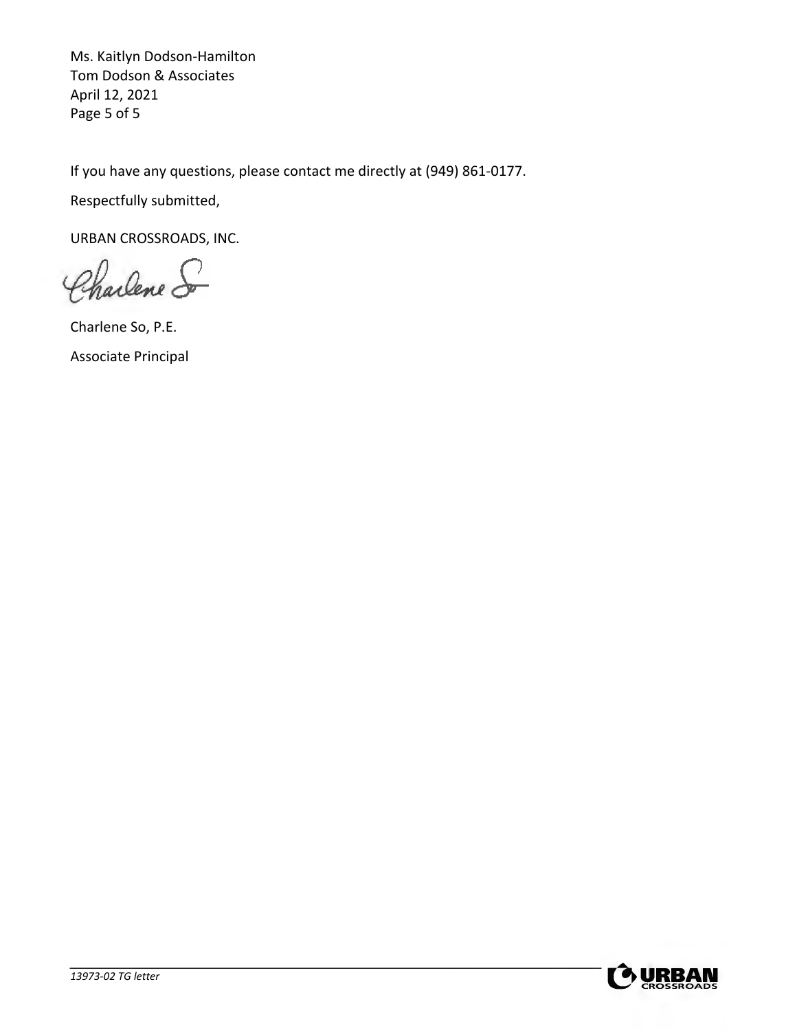If you have any questions, please contact me directly at (949) 861-0177.

Respectfully submitted,

URBAN CROSSROADS, INC.

Charlene So, P.E.

Associate Principal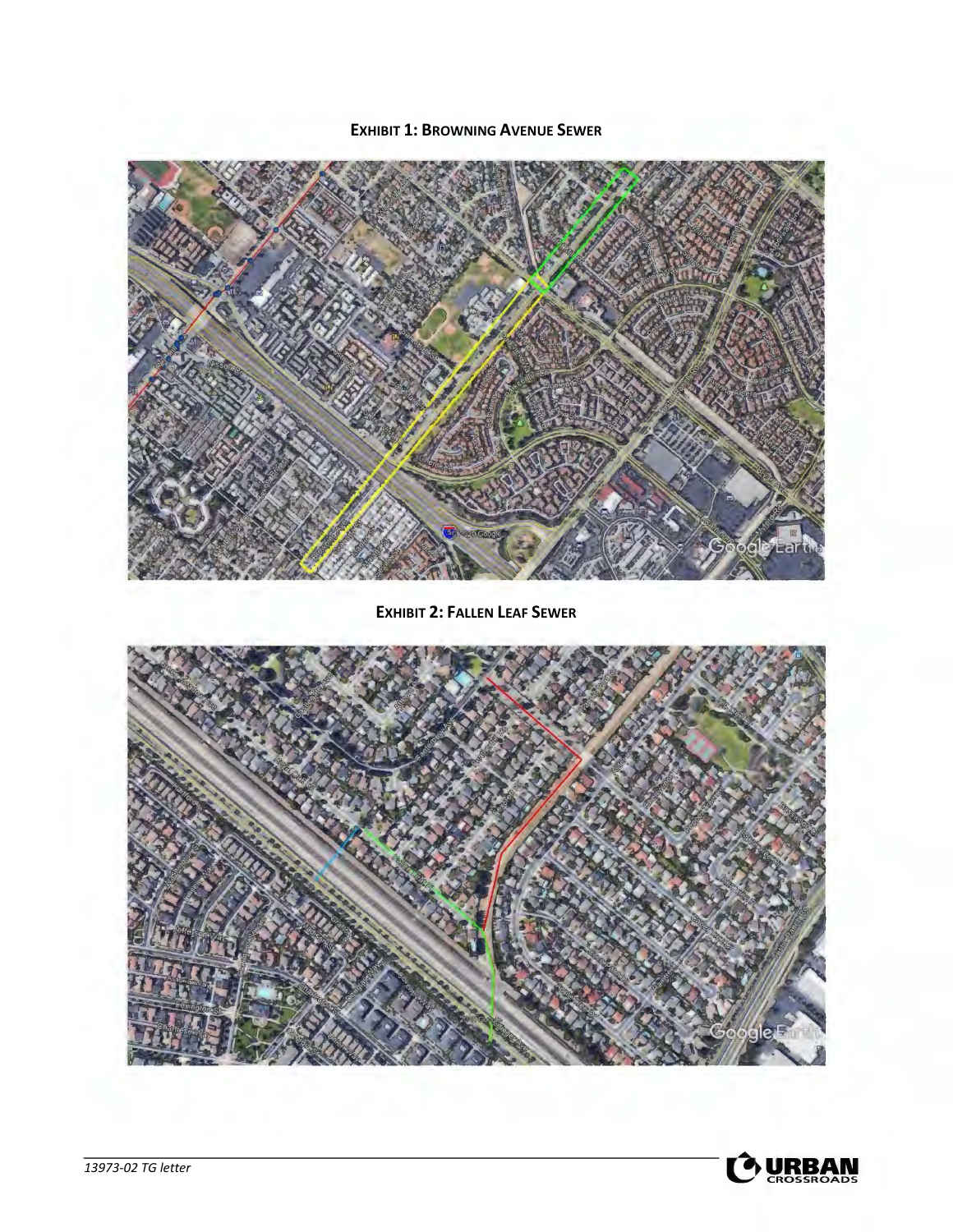**EXHIBIT 1: BROWNING AVENUE SEWER**

**EXHIBIT 2: FALLEN LEAF SEWER**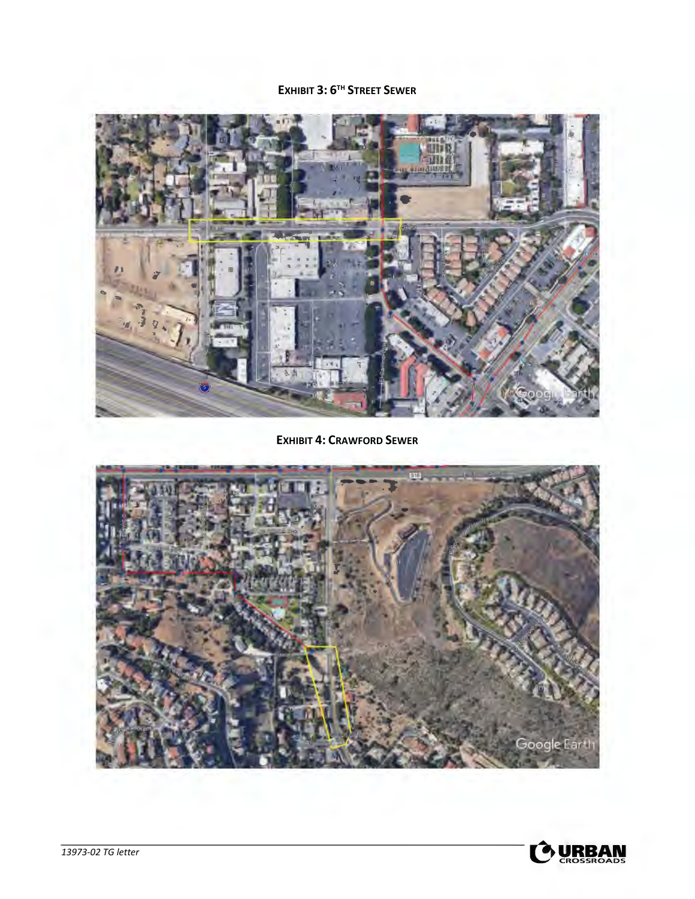**EXHIBIT 3: 6TH STREET SEWER**

**EXHIBIT 4: CRAWFORD SEWER**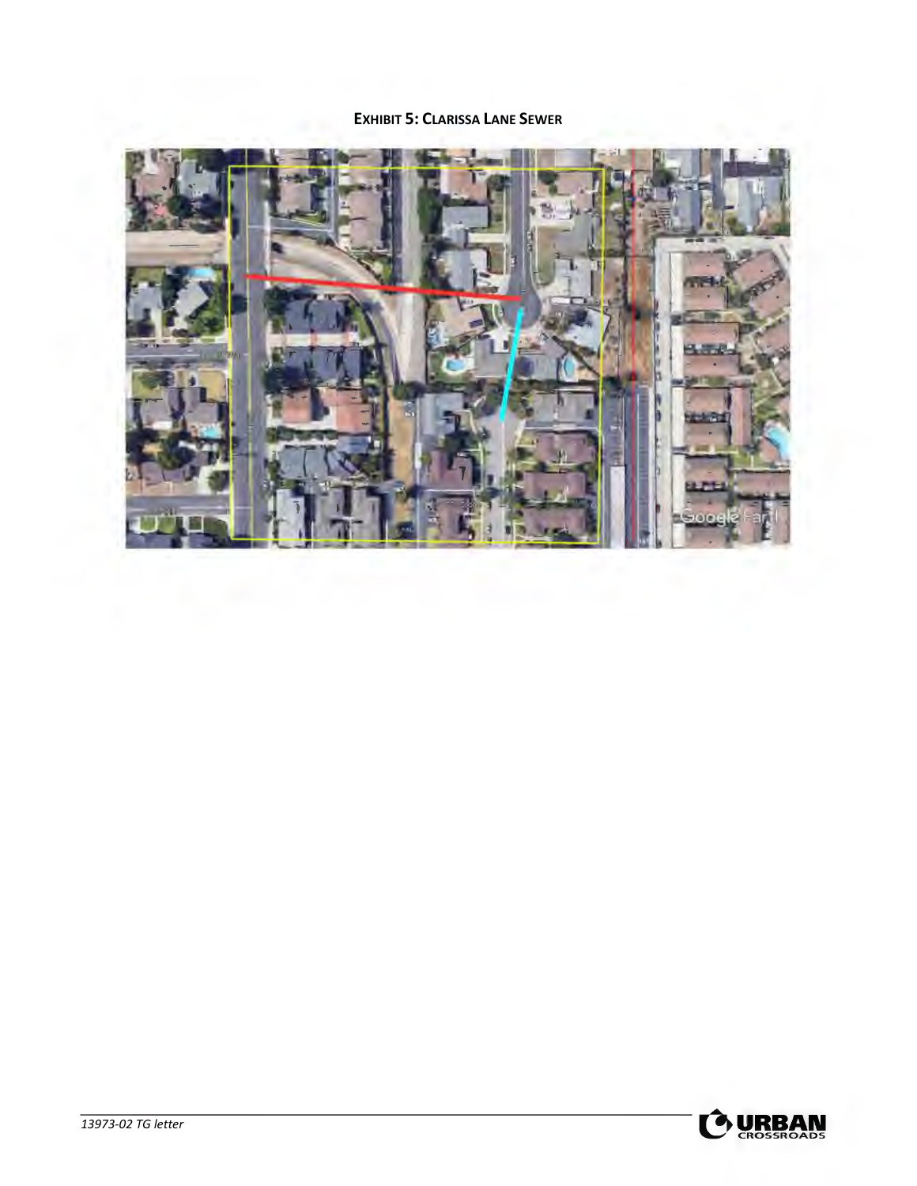**EXHIBIT 5: CLARISSA LANE SEWER**